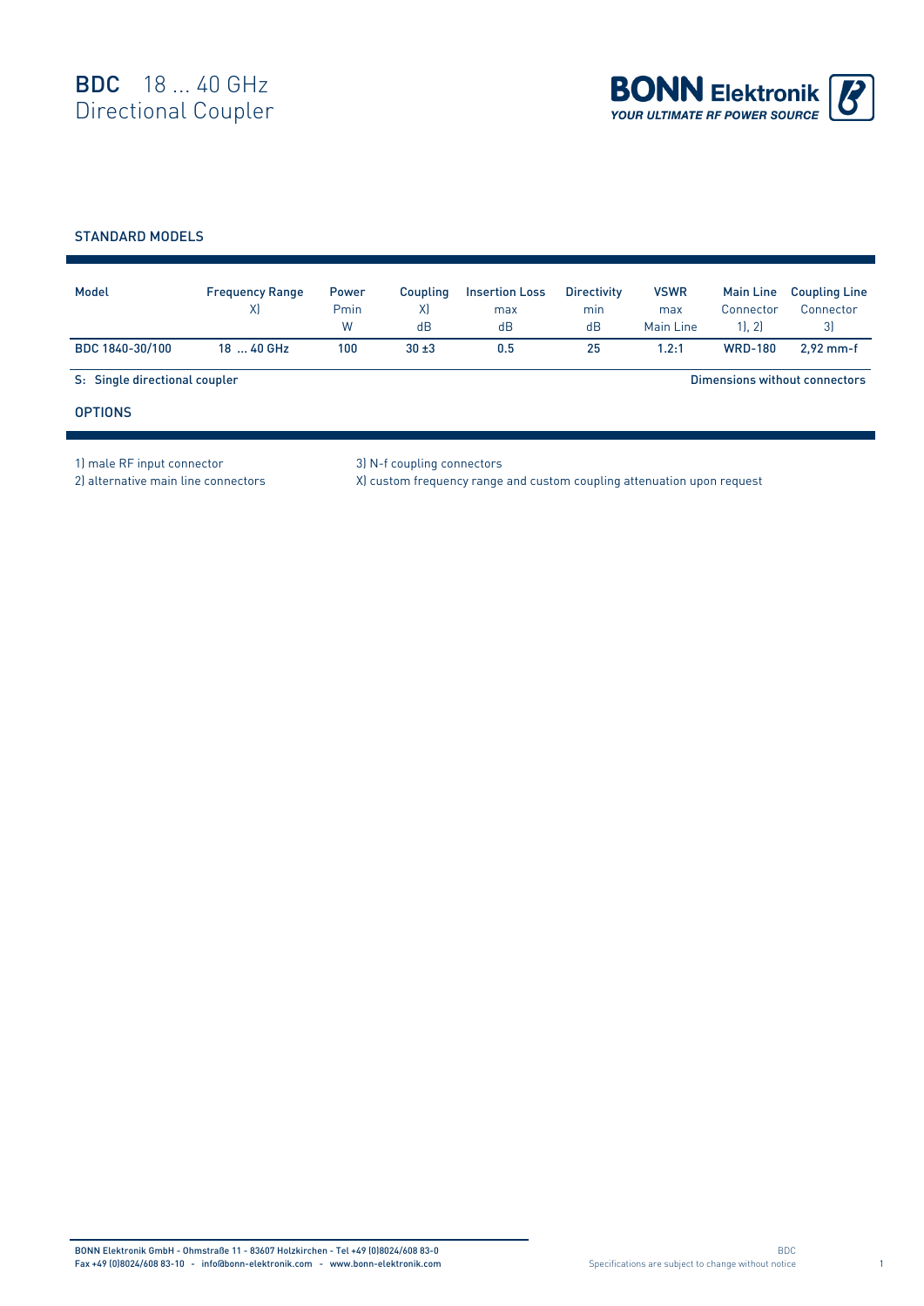# BDC 18 ... 40 GHz Directional Coupler

**BONN Elektronik**
*YOUR ULTIMATE RF POWER SOURCE*

## STANDARD MODELS

| Model | Frequency Range X) | Power Pmin W | Coupling X) dB | Insertion Loss max dB | Directivity min dB | VSWR max Main Line | Main Line Connector 1), 2) | Coupling Line Connector 3) |
|---|---|---|---|---|---|---|---|---|
| BDC 1840-30/100 | 18 ... 40 GHz | 100 | 30 ±3 | 0.5 | 25 | 1.2:1 | WRD-180 | 2,92 mm-f |

S: Single directional coupler

Dimensions without connectors

## OPTIONS

1) male RF input connector
2) alternative main line connectors
3) N-f coupling connectors
X) custom frequency range and custom coupling attenuation upon request

BONN Elektronik GmbH - Ohmstraße 11 - 83607 Holzkirchen - Tel +49 (0)8024/608 83-0
Fax +49 (0)8024/608 83-10 - info@bonn-elektronik.com - www.bonn-elektronik.com

Specifications are subject to change without notice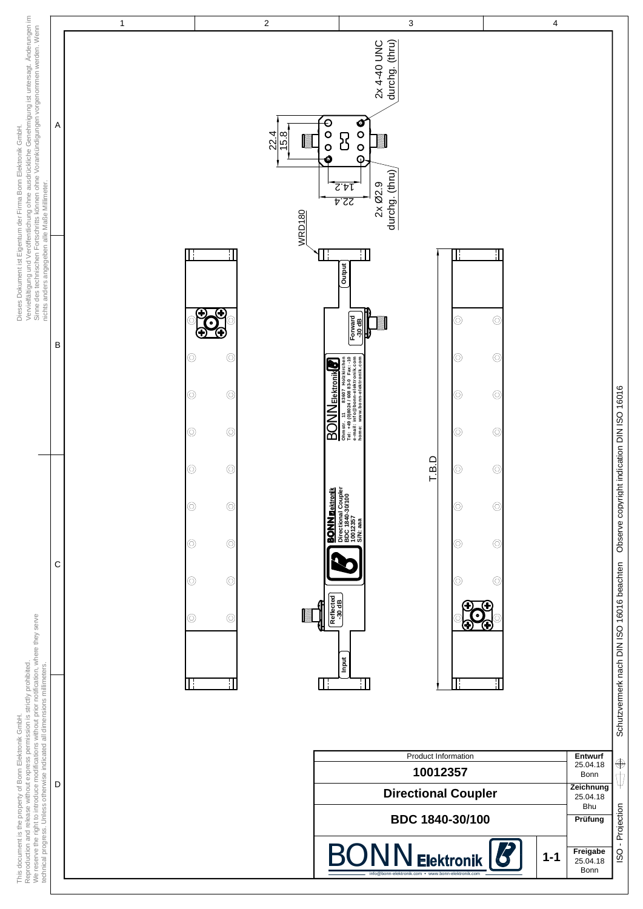Dieses Dokument ist Eigentum der Firma Bonn Elektronik GmbH. Vervielfältigung und Veröffentlichung ohne ausdrückliche Genehmigung ist untersagt. Änderungen im Sinne des technischen Fortschritts können ohne Vorankündigungen vorgenommen werden. Wenn nichts anders angegeben alle Maße Millimeter.

This document is the property of Bonn Elektronik GmbH. Reproduction and release without express permission is strictly prohibited. We reserve the right to introduce modifications without prior notification, where they serve technical progress. Unless otherwise indicated all dimensions millimeters.

2x 4-40 UNC durchg. (thru)

22.4

15.8

14.2

22.4

2x Ø2.9 durchg. (thru)

WRD180

Output

Forward -30 dB

BONN Elektronik
Ohmstr. 11 83607 Holzkirchen
Tel: +49 (0)8024 / 608 83-0 Fax: -10
e-mail: info@bonn-elektronik.com
home: www.bonn-elektronik.com

BONN Elektronik
Directional Coupler
BDC 1840-30/100
10012357
S/N: aaa

Reflected -30 dB

Input

T.B.D

| Product Information | | Entwurf 25.04.18 Bonn |
|---|---|---|
| 10012357 | | |
| Directional Coupler | | Zeichnung 25.04.18 Bhu |
| BDC 1840-30/100 | | Prüfung |
| BONN Elektronik info@bonn-elektronik.com • www.bonn-elektronik.com | 1-1 | Freigabe 25.04.18 Bonn |

Schutzvermerk nach DIN ISO 16016 beachten   Observe copyright indication DIN ISO 16016

ISO - Projection